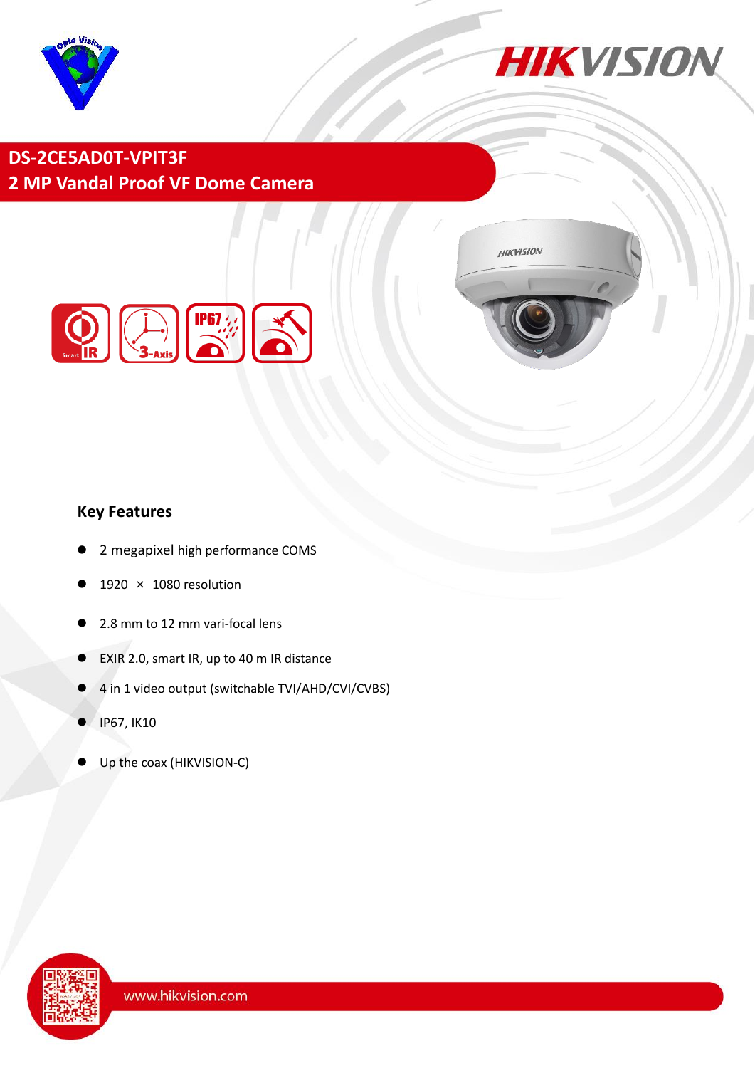# DS-2CE5AD0T-VPIT3F

## 2 MP Vandal Proof VF Dome Camera

### Key Features

- 2 megapixel high performance COMS
- 1920 × 1080 resolution
- 2.8 mm to 12 mm vari-focal lens
- EXIR 2.0, smart IR, up to 40 m IR distance
- 4 in 1 video output (switchable TVI/AHD/CVI/CVBS)
- IP67, IK10
- Up the coax (HIKVISION-C)

www.hikvision.com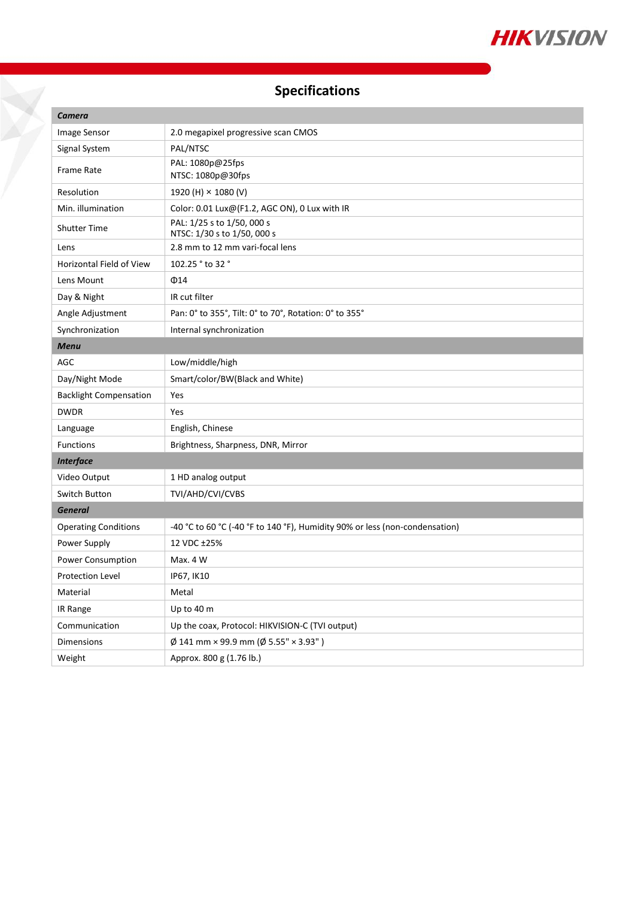## Specifications

| ***Camera*** | |
|---|---|
| Image Sensor | 2.0 megapixel progressive scan CMOS |
| Signal System | PAL/NTSC |
| Frame Rate | PAL: 1080p@25fps<br>NTSC: 1080p@30fps |
| Resolution | 1920 (H) × 1080 (V) |
| Min. illumination | Color: 0.01 Lux@(F1.2, AGC ON), 0 Lux with IR |
| Shutter Time | PAL: 1/25 s to 1/50, 000 s<br>NTSC: 1/30 s to 1/50, 000 s |
| Lens | 2.8 mm to 12 mm vari-focal lens |
| Horizontal Field of View | 102.25 ° to 32 ° |
| Lens Mount | Φ14 |
| Day & Night | IR cut filter |
| Angle Adjustment | Pan: 0° to 355°, Tilt: 0° to 70°, Rotation: 0° to 355° |
| Synchronization | Internal synchronization |
| ***Menu*** | |
| AGC | Low/middle/high |
| Day/Night Mode | Smart/color/BW(Black and White) |
| Backlight Compensation | Yes |
| DWDR | Yes |
| Language | English, Chinese |
| Functions | Brightness, Sharpness, DNR, Mirror |
| ***Interface*** | |
| Video Output | 1 HD analog output |
| Switch Button | TVI/AHD/CVI/CVBS |
| ***General*** | |
| Operating Conditions | -40 °C to 60 °C (-40 °F to 140 °F), Humidity 90% or less (non-condensation) |
| Power Supply | 12 VDC ±25% |
| Power Consumption | Max. 4 W |
| Protection Level | IP67, IK10 |
| Material | Metal |
| IR Range | Up to 40 m |
| Communication | Up the coax, Protocol: HIKVISION-C (TVI output) |
| Dimensions | Ø 141 mm × 99.9 mm (Ø 5.55" × 3.93" ) |
| Weight | Approx. 800 g (1.76 lb.) |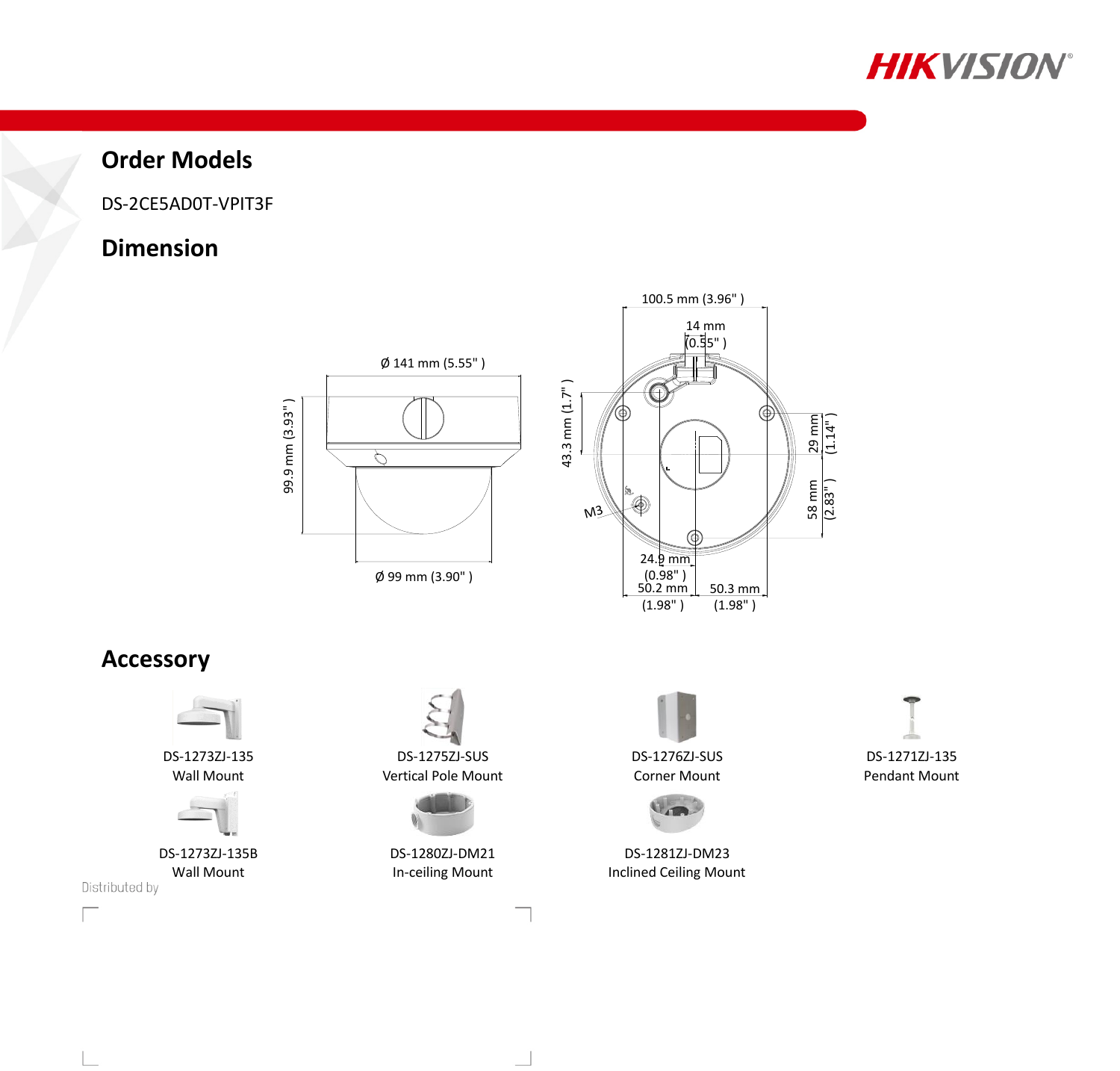## Order Models

DS-2CE5AD0T-VPIT3F

## Dimension

Ø 141 mm (5.55" )

99.9 mm (3.93")

Ø 99 mm (3.90" )

100.5 mm (3.96" )

14 mm
(0.55" )

43.3 mm (1.7" )

29 mm
(1.14" )

58 mm
(2.83" )

M3

24.9 mm
(0.98" )

50.2 mm
(1.98" )

50.3 mm
(1.98" )

## Accessory

DS-1273ZJ-135
Wall Mount

DS-1275ZJ-SUS
Vertical Pole Mount

DS-1276ZJ-SUS
Corner Mount

DS-1271ZJ-135
Pendant Mount

DS-1273ZJ-135B
Wall Mount

DS-1280ZJ-DM21
In-ceiling Mount

DS-1281ZJ-DM23
Inclined Ceiling Mount

Distributed by